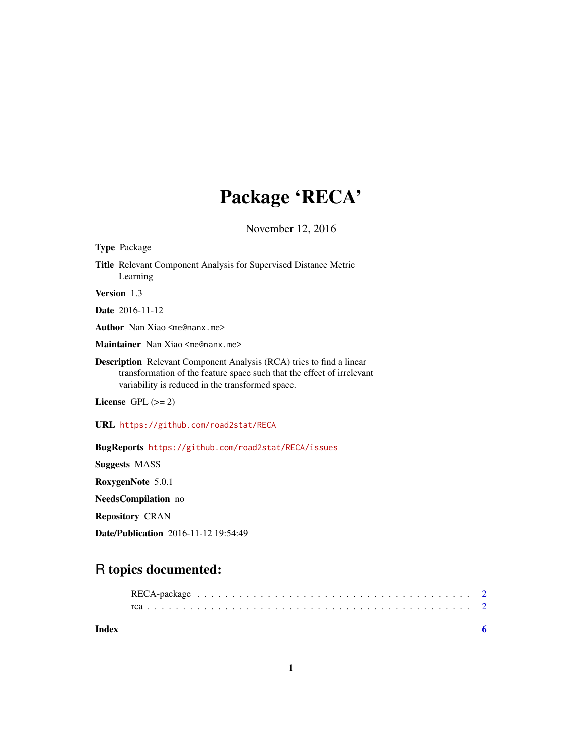# Package 'RECA'

November 12, 2016

**Type** Package

**Title** Relevant Component Analysis for Supervised Distance Metric Learning

**Version** 1.3

**Date** 2016-11-12

**Author** Nan Xiao <me@nanx.me>

**Maintainer** Nan Xiao <me@nanx.me>

**Description** Relevant Component Analysis (RCA) tries to find a linear transformation of the feature space such that the effect of irrelevant variability is reduced in the transformed space.

**License** GPL (>= 2)

**URL** https://github.com/road2stat/RECA

**BugReports** https://github.com/road2stat/RECA/issues

**Suggests** MASS

**RoxygenNote** 5.0.1

**NeedsCompilation** no

**Repository** CRAN

**Date/Publication** 2016-11-12 19:54:49

## R topics documented:

RECA-package . . . . . . . . . . . . . . . . . . . . . . . . . . . . . . . . . . . . . . 2
rca . . . . . . . . . . . . . . . . . . . . . . . . . . . . . . . . . . . . . . . . . . . 2

**Index** **6**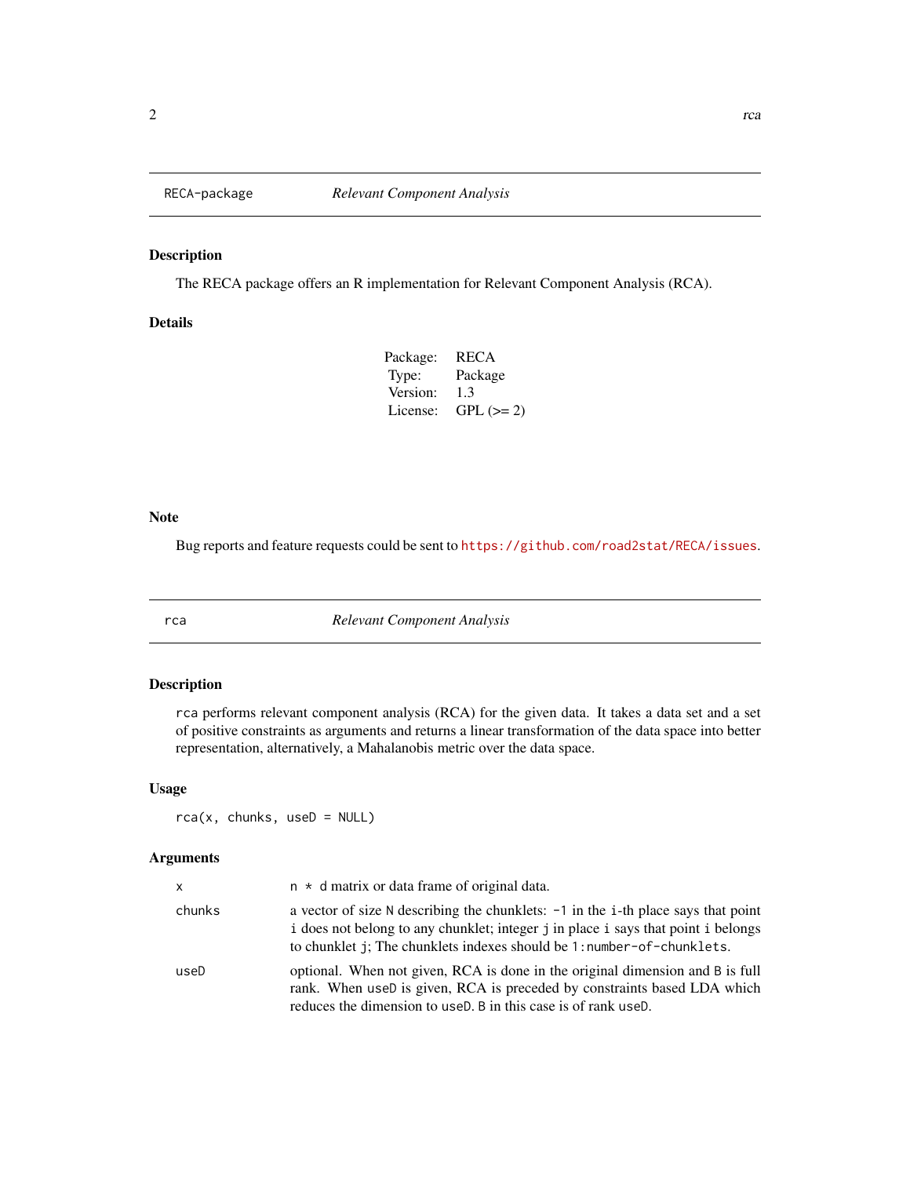## RECA-package — *Relevant Component Analysis*

### Description

The RECA package offers an R implementation for Relevant Component Analysis (RCA).

### Details

| | |
|---|---|
| Package: | RECA |
| Type: | Package |
| Version: | 1.3 |
| License: | GPL (>= 2) |

### Note

Bug reports and feature requests could be sent to https://github.com/road2stat/RECA/issues.

## rca — *Relevant Component Analysis*

### Description

`rca` performs relevant component analysis (RCA) for the given data. It takes a data set and a set of positive constraints as arguments and returns a linear transformation of the data space into better representation, alternatively, a Mahalanobis metric over the data space.

### Usage

```
rca(x, chunks, useD = NULL)
```

### Arguments

| | |
|---|---|
| `x` | `n * d` matrix or data frame of original data. |
| `chunks` | a vector of size `N` describing the chunklets: `-1` in the `i`-th place says that point `i` does not belong to any chunklet; integer `j` in place `i` says that point `i` belongs to chunklet `j`; The chunklets indexes should be `1:number-of-chunklets`. |
| `useD` | optional. When not given, RCA is done in the original dimension and `B` is full rank. When `useD` is given, RCA is preceded by constraints based LDA which reduces the dimension to `useD`. `B` in this case is of rank `useD`. |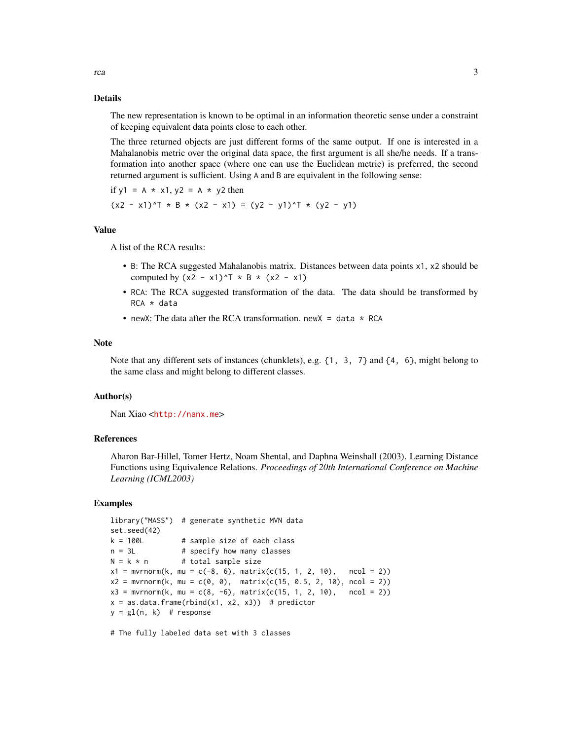## Details

The new representation is known to be optimal in an information theoretic sense under a constraint of keeping equivalent data points close to each other.

The three returned objects are just different forms of the same output. If one is interested in a Mahalanobis metric over the original data space, the first argument is all she/he needs. If a transformation into another space (where one can use the Euclidean metric) is preferred, the second returned argument is sufficient. Using `A` and `B` are equivalent in the following sense:

if `y1 = A * x1`, `y2 = A * y2` then

`(x2 - x1)^T * B * (x2 - x1) = (y2 - y1)^T * (y2 - y1)`

## Value

A list of the RCA results:

- `B`: The RCA suggested Mahalanobis matrix. Distances between data points `x1`, `x2` should be computed by `(x2 - x1)^T * B * (x2 - x1)`
- `RCA`: The RCA suggested transformation of the data. The data should be transformed by `RCA * data`
- `newX`: The data after the RCA transformation. `newX = data * RCA`

## Note

Note that any different sets of instances (chunklets), e.g. `{1, 3, 7}` and `{4, 6}`, might belong to the same class and might belong to different classes.

## Author(s)

Nan Xiao <http://nanx.me>

## References

Aharon Bar-Hillel, Tomer Hertz, Noam Shental, and Daphna Weinshall (2003). Learning Distance Functions using Equivalence Relations. *Proceedings of 20th International Conference on Machine Learning (ICML2003)*

## Examples

```
library("MASS")  # generate synthetic MVN data
set.seed(42)
k = 100L         # sample size of each class
n = 3L           # specify how many classes
N = k * n        # total sample size
x1 = mvrnorm(k, mu = c(-8, 6), matrix(c(15, 1, 2, 10),   ncol = 2))
x2 = mvrnorm(k, mu = c(0, 0),  matrix(c(15, 0.5, 2, 10), ncol = 2))
x3 = mvrnorm(k, mu = c(8, -6), matrix(c(15, 1, 2, 10),   ncol = 2))
x = as.data.frame(rbind(x1, x2, x3))  # predictor
y = gl(n, k)  # response

# The fully labeled data set with 3 classes
```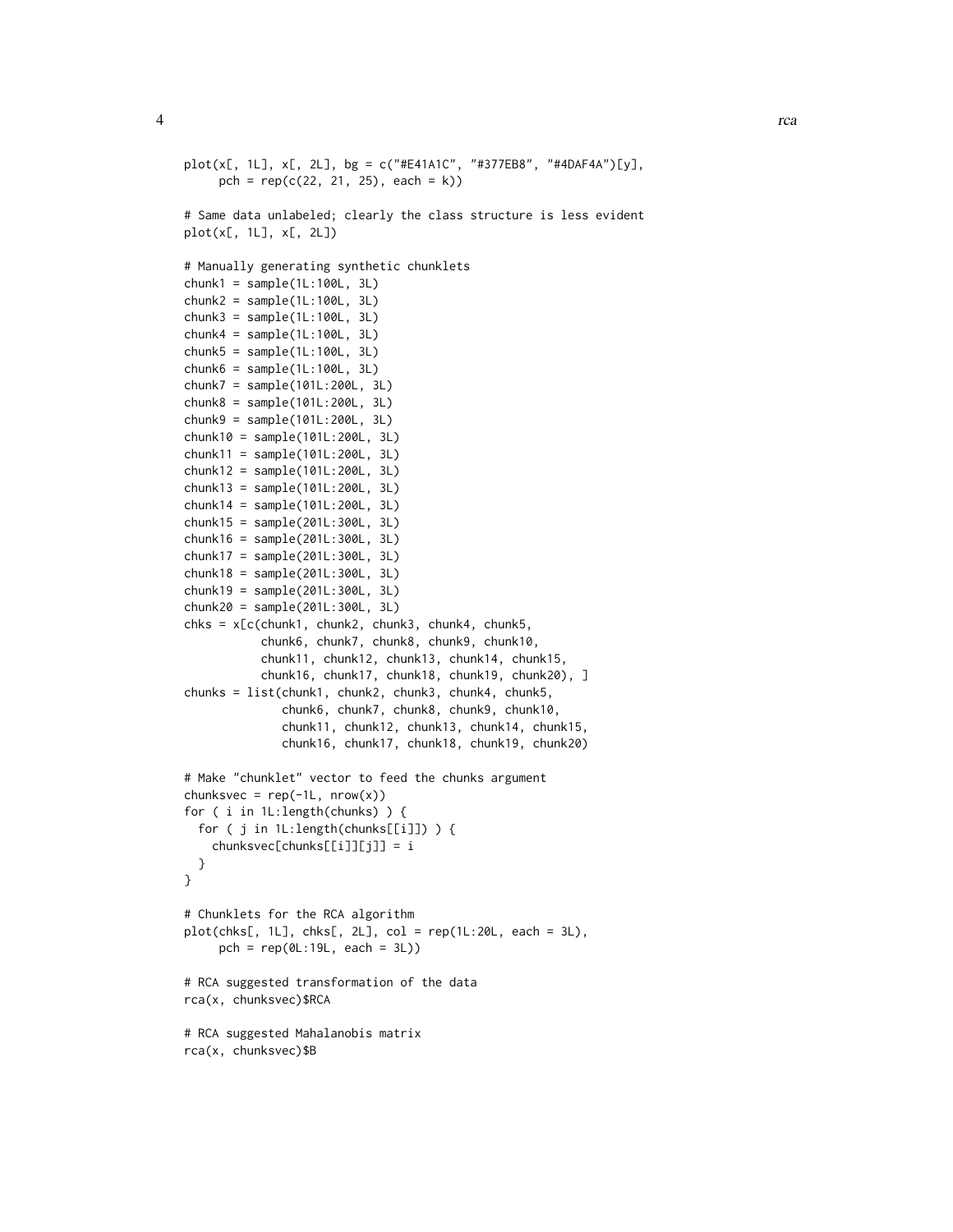```
plot(x[, 1L], x[, 2L], bg = c("#E41A1C", "#377EB8", "#4DAF4A")[y],
     pch = rep(c(22, 21, 25), each = k))

# Same data unlabeled; clearly the class structure is less evident
plot(x[, 1L], x[, 2L])

# Manually generating synthetic chunklets
chunk1 = sample(1L:100L, 3L)
chunk2 = sample(1L:100L, 3L)
chunk3 = sample(1L:100L, 3L)
chunk4 = sample(1L:100L, 3L)
chunk5 = sample(1L:100L, 3L)
chunk6 = sample(1L:100L, 3L)
chunk7 = sample(101L:200L, 3L)
chunk8 = sample(101L:200L, 3L)
chunk9 = sample(101L:200L, 3L)
chunk10 = sample(101L:200L, 3L)
chunk11 = sample(101L:200L, 3L)
chunk12 = sample(101L:200L, 3L)
chunk13 = sample(101L:200L, 3L)
chunk14 = sample(101L:200L, 3L)
chunk15 = sample(201L:300L, 3L)
chunk16 = sample(201L:300L, 3L)
chunk17 = sample(201L:300L, 3L)
chunk18 = sample(201L:300L, 3L)
chunk19 = sample(201L:300L, 3L)
chunk20 = sample(201L:300L, 3L)
chks = x[c(chunk1, chunk2, chunk3, chunk4, chunk5,
           chunk6, chunk7, chunk8, chunk9, chunk10,
           chunk11, chunk12, chunk13, chunk14, chunk15,
           chunk16, chunk17, chunk18, chunk19, chunk20), ]
chunks = list(chunk1, chunk2, chunk3, chunk4, chunk5,
              chunk6, chunk7, chunk8, chunk9, chunk10,
              chunk11, chunk12, chunk13, chunk14, chunk15,
              chunk16, chunk17, chunk18, chunk19, chunk20)

# Make "chunklet" vector to feed the chunks argument
chunksvec = rep(-1L, nrow(x))
for ( i in 1L:length(chunks) ) {
  for ( j in 1L:length(chunks[[i]]) ) {
    chunksvec[chunks[[i]][j]] = i
  }
}

# Chunklets for the RCA algorithm
plot(chks[, 1L], chks[, 2L], col = rep(1L:20L, each = 3L),
     pch = rep(0L:19L, each = 3L))

# RCA suggested transformation of the data
rca(x, chunksvec)$RCA

# RCA suggested Mahalanobis matrix
rca(x, chunksvec)$B
```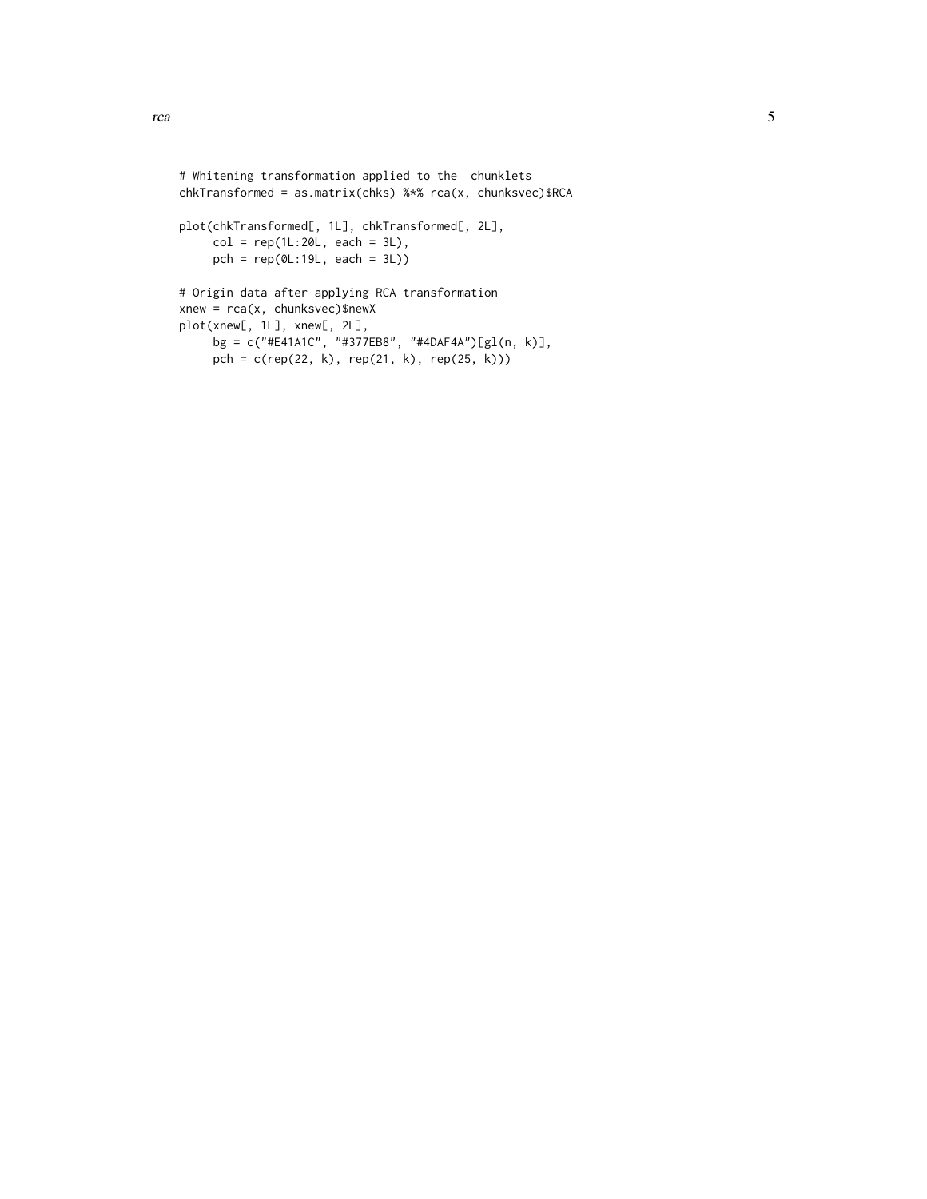```
# Whitening transformation applied to the  chunklets
chkTransformed = as.matrix(chks) %*% rca(x, chunksvec)$RCA

plot(chkTransformed[, 1L], chkTransformed[, 2L],
     col = rep(1L:20L, each = 3L),
     pch = rep(0L:19L, each = 3L))

# Origin data after applying RCA transformation
xnew = rca(x, chunksvec)$newX
plot(xnew[, 1L], xnew[, 2L],
     bg = c("#E41A1C", "#377EB8", "#4DAF4A")[gl(n, k)],
     pch = c(rep(22, k), rep(21, k), rep(25, k)))
```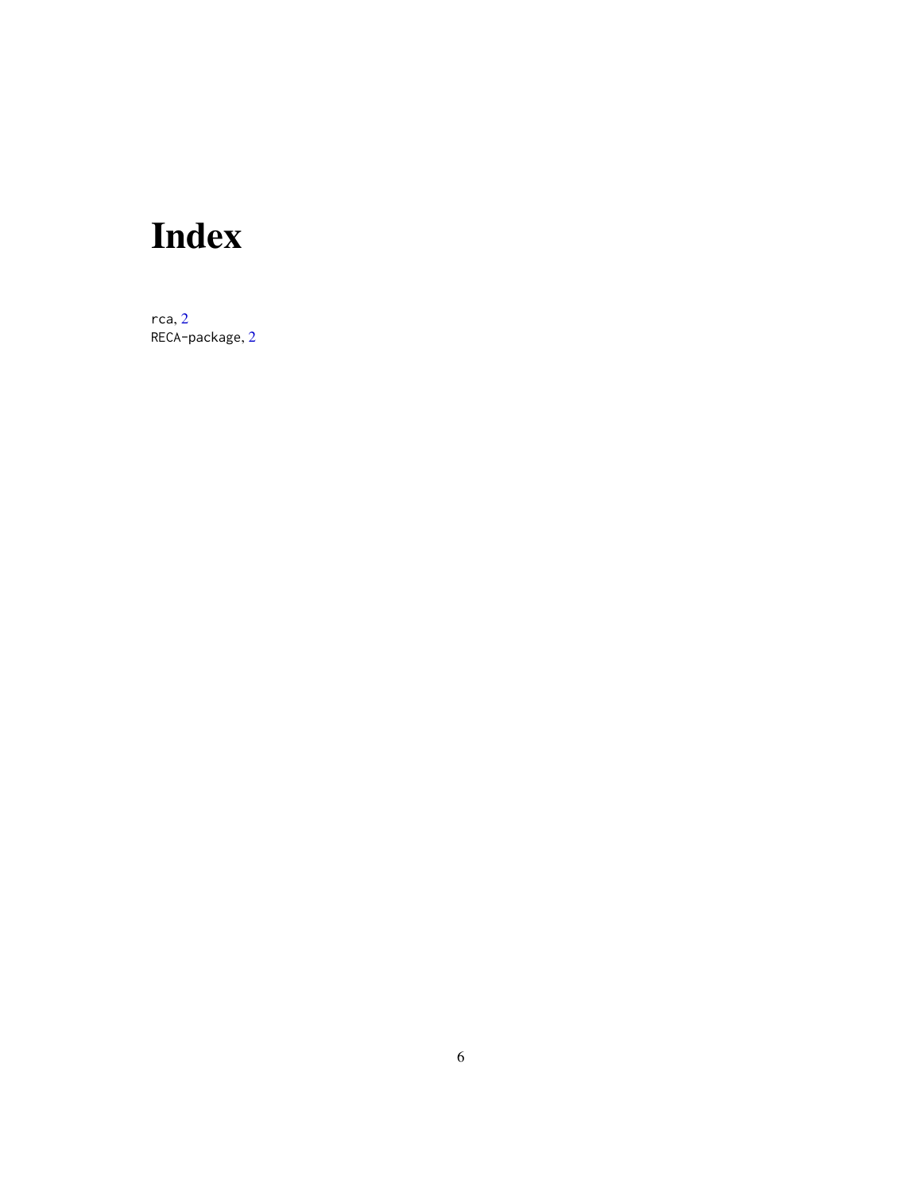# Index

rca, 2
RECA-package, 2